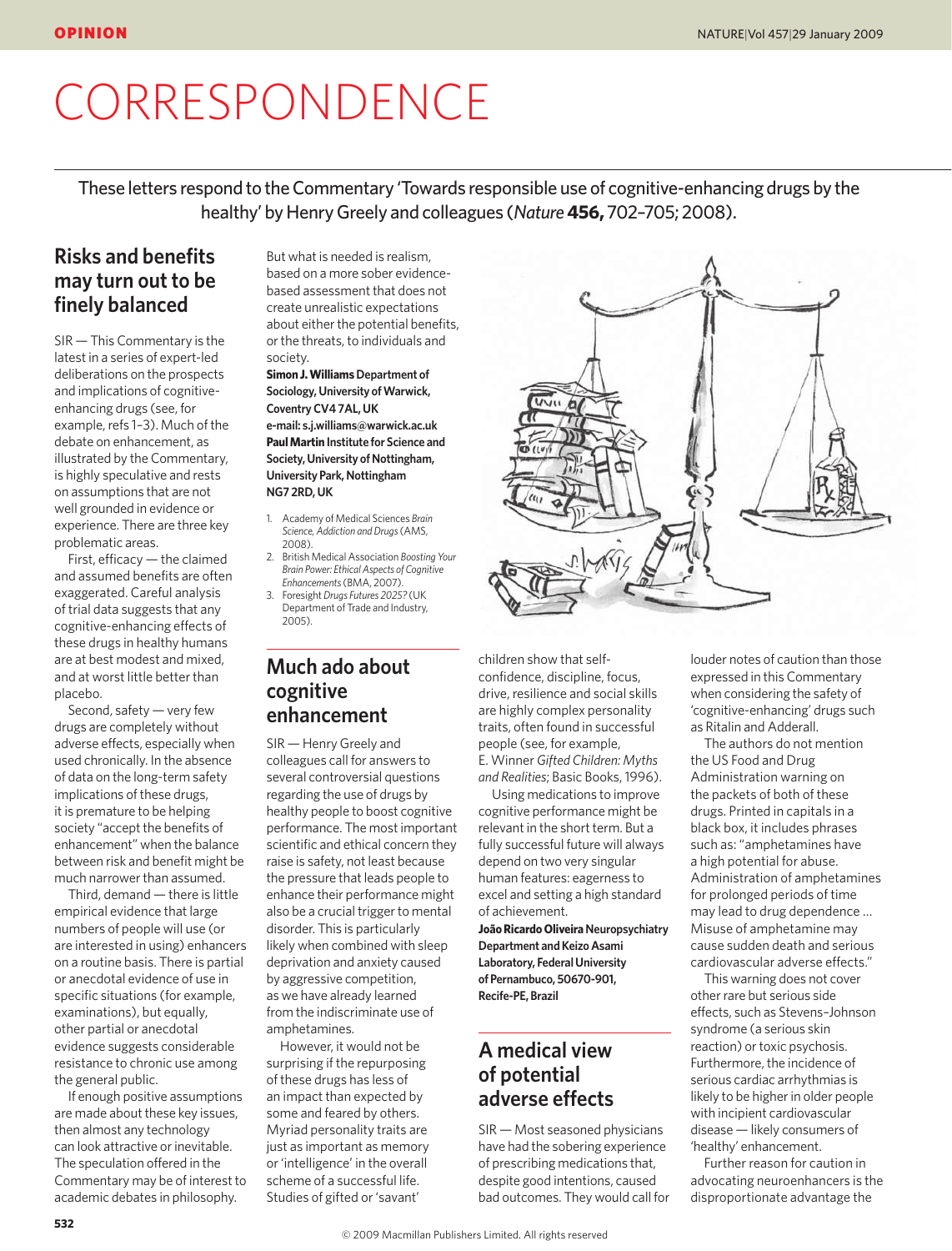# CORRESPONDENCE

These letters respond to the Commentary 'Towards responsible use of cognitive-enhancing drugs by the healthy' by Henry Greely and colleagues (*Nature* **456,** 702–705; 2008).

## Risks and benefits may turn out to be finely balanced

SIR — This Commentary is the latest in a series of expert-led deliberations on the prospects and implications of cognitive-enhancing drugs (see, for example, refs 1–3). Much of the debate on enhancement, as illustrated by the Commentary, is highly speculative and rests on assumptions that are not well grounded in evidence or experience. There are three key problematic areas.

First, efficacy — the claimed and assumed benefits are often exaggerated. Careful analysis of trial data suggests that any cognitive-enhancing effects of these drugs in healthy humans are at best modest and mixed, and at worst little better than placebo.

Second, safety — very few drugs are completely without adverse effects, especially when used chronically. In the absence of data on the long-term safety implications of these drugs, it is premature to be helping society "accept the benefits of enhancement" when the balance between risk and benefit might be much narrower than assumed.

Third, demand — there is little empirical evidence that large numbers of people will use (or are interested in using) enhancers on a routine basis. There is partial or anecdotal evidence of use in specific situations (for example, examinations), but equally, other partial or anecdotal evidence suggests considerable resistance to chronic use among the general public.

If enough positive assumptions are made about these key issues, then almost any technology can look attractive or inevitable. The speculation offered in the Commentary may be of interest to academic debates in philosophy. But what is needed is realism, based on a more sober evidence-based assessment that does not create unrealistic expectations about either the potential benefits, or the threats, to individuals and society.

**Simon J. Williams Department of Sociology, University of Warwick, Coventry CV4 7AL, UK**
**e-mail: s.j.williams@warwick.ac.uk**
**Paul Martin Institute for Science and Society, University of Nottingham, University Park, Nottingham NG7 2RD, UK**

1. Academy of Medical Sciences *Brain Science, Addiction and Drugs* (AMS, 2008).
2. British Medical Association *Boosting Your Brain Power: Ethical Aspects of Cognitive Enhancements* (BMA, 2007).
3. Foresight *Drugs Futures 2025?* (UK Department of Trade and Industry, 2005).

## Much ado about cognitive enhancement

SIR — Henry Greely and colleagues call for answers to several controversial questions regarding the use of drugs by healthy people to boost cognitive performance. The most important scientific and ethical concern they raise is safety, not least because the pressure that leads people to enhance their performance might also be a crucial trigger to mental disorder. This is particularly likely when combined with sleep deprivation and anxiety caused by aggressive competition, as we have already learned from the indiscriminate use of amphetamines.

However, it would not be surprising if the repurposing of these drugs has less of an impact than expected by some and feared by others. Myriad personality traits are just as important as memory or 'intelligence' in the overall scheme of a successful life. Studies of gifted or 'savant' children show that self-confidence, discipline, focus, drive, resilience and social skills are highly complex personality traits, often found in successful people (see, for example, E. Winner *Gifted Children: Myths and Realities*; Basic Books, 1996).

Using medications to improve cognitive performance might be relevant in the short term. But a fully successful future will always depend on two very singular human features: eagerness to excel and setting a high standard of achievement.

**João Ricardo Oliveira Neuropsychiatry Department and Keizo Asami Laboratory, Federal University of Pernambuco, 50670-901, Recife-PE, Brazil**

## A medical view of potential adverse effects

SIR — Most seasoned physicians have had the sobering experience of prescribing medications that, despite good intentions, caused bad outcomes. They would call for louder notes of caution than those expressed in this Commentary when considering the safety of 'cognitive-enhancing' drugs such as Ritalin and Adderall.

The authors do not mention the US Food and Drug Administration warning on the packets of both of these drugs. Printed in capitals in a black box, it includes phrases such as: "amphetamines have a high potential for abuse. Administration of amphetamines for prolonged periods of time may lead to drug dependence ... Misuse of amphetamine may cause sudden death and serious cardiovascular adverse effects."

This warning does not cover other rare but serious side effects, such as Stevens–Johnson syndrome (a serious skin reaction) or toxic psychosis. Furthermore, the incidence of serious cardiac arrhythmias is likely to be higher in older people with incipient cardiovascular disease — likely consumers of 'healthy' enhancement.

Further reason for caution in advocating neuroenhancers is the disproportionate advantage the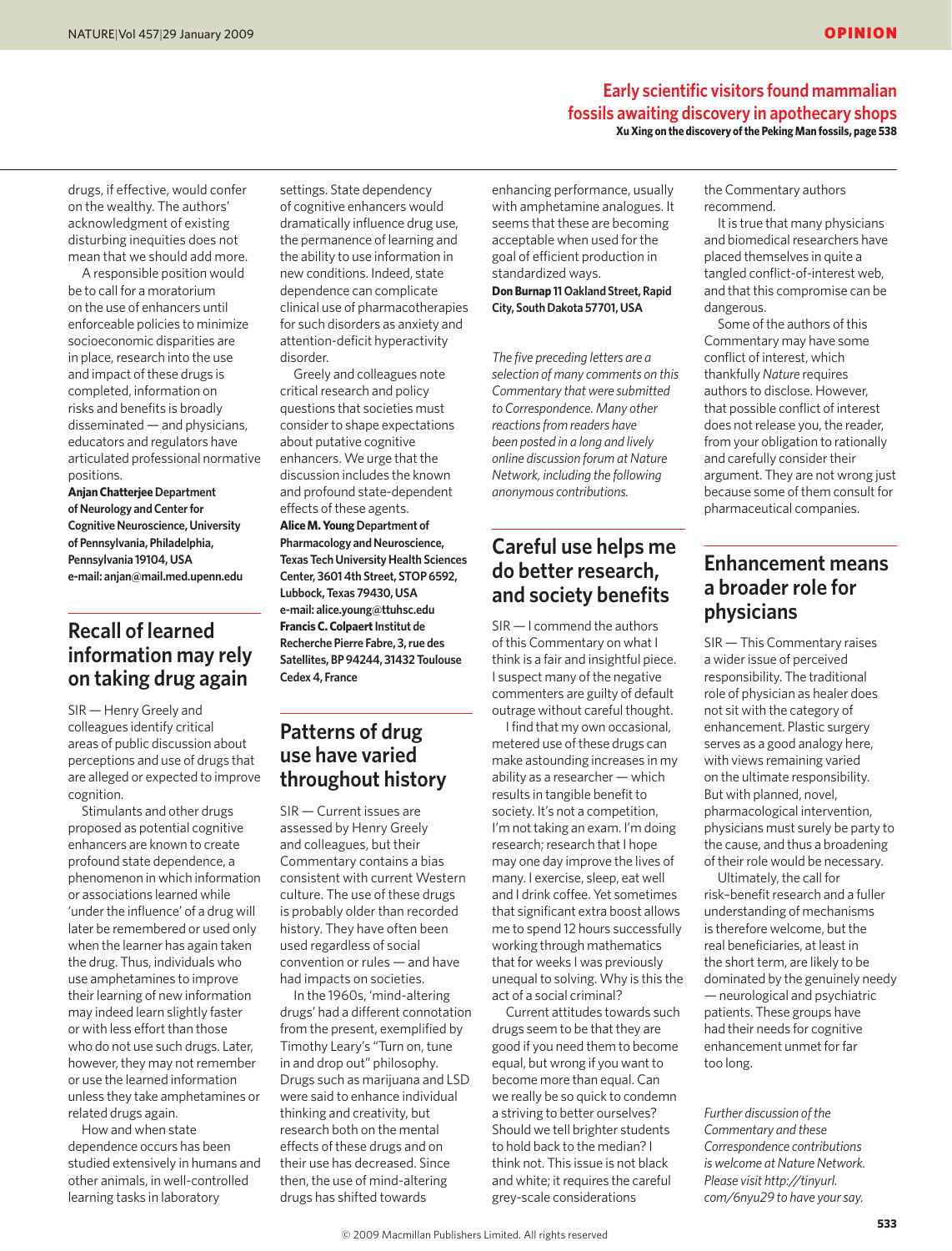Early scientific visitors found mammalian fossils awaiting discovery in apothecary shops
**Xu Xing on the discovery of the Peking Man fossils, page 538**

drugs, if effective, would confer on the wealthy. The authors' acknowledgment of existing disturbing inequities does not mean that we should add more.

A responsible position would be to call for a moratorium on the use of enhancers until enforceable policies to minimize socioeconomic disparities are in place, research into the use and impact of these drugs is completed, information on risks and benefits is broadly disseminated — and physicians, educators and regulators have articulated professional normative positions.

**Anjan Chatterjee Department of Neurology and Center for Cognitive Neuroscience, University of Pennsylvania, Philadelphia, Pennsylvania 19104, USA**
**e-mail: anjan@mail.med.upenn.edu**

## Recall of learned information may rely on taking drug again

SIR — Henry Greely and colleagues identify critical areas of public discussion about perceptions and use of drugs that are alleged or expected to improve cognition.

Stimulants and other drugs proposed as potential cognitive enhancers are known to create profound state dependence, a phenomenon in which information or associations learned while 'under the influence' of a drug will later be remembered or used only when the learner has again taken the drug. Thus, individuals who use amphetamines to improve their learning of new information may indeed learn slightly faster or with less effort than those who do not use such drugs. Later, however, they may not remember or use the learned information unless they take amphetamines or related drugs again.

How and when state dependence occurs has been studied extensively in humans and other animals, in well-controlled learning tasks in laboratory settings. State dependency of cognitive enhancers would dramatically influence drug use, the permanence of learning and the ability to use information in new conditions. Indeed, state dependence can complicate clinical use of pharmacotherapies for such disorders as anxiety and attention-deficit hyperactivity disorder.

Greely and colleagues note critical research and policy questions that societies must consider to shape expectations about putative cognitive enhancers. We urge that the discussion includes the known and profound state-dependent effects of these agents.

**Alice M. Young Department of Pharmacology and Neuroscience, Texas Tech University Health Sciences Center, 3601 4th Street, STOP 6592, Lubbock, Texas 79430, USA**
**e-mail: alice.young@ttuhsc.edu**
**Francis C. Colpaert Institut de Recherche Pierre Fabre, 3, rue des Satellites, BP 94244, 31432 Toulouse Cedex 4, France**

## Patterns of drug use have varied throughout history

SIR — Current issues are assessed by Henry Greely and colleagues, but their Commentary contains a bias consistent with current Western culture. The use of these drugs is probably older than recorded history. They have often been used regardless of social convention or rules — and have had impacts on societies.

In the 1960s, 'mind-altering drugs' had a different connotation from the present, exemplified by Timothy Leary's "Turn on, tune in and drop out" philosophy. Drugs such as marijuana and LSD were said to enhance individual thinking and creativity, but research both on the mental effects of these drugs and on their use has decreased. Since then, the use of mind-altering drugs has shifted towards enhancing performance, usually with amphetamine analogues. It seems that these are becoming acceptable when used for the goal of efficient production in standardized ways.

**Don Burnap 11 Oakland Street, Rapid City, South Dakota 57701, USA**

*The five preceding letters are a selection of many comments on this Commentary that were submitted to Correspondence. Many other reactions from readers have been posted in a long and lively online discussion forum at Nature Network, including the following anonymous contributions.*

## Careful use helps me do better research, and society benefits

SIR — I commend the authors of this Commentary on what I think is a fair and insightful piece. I suspect many of the negative commenters are guilty of default outrage without careful thought.

I find that my own occasional, metered use of these drugs can make astounding increases in my ability as a researcher — which results in tangible benefit to society. It's not a competition, I'm not taking an exam. I'm doing research; research that I hope may one day improve the lives of many. I exercise, sleep, eat well and I drink coffee. Yet sometimes that significant extra boost allows me to spend 12 hours successfully working through mathematics that for weeks I was previously unequal to solving. Why is this the act of a social criminal?

Current attitudes towards such drugs seem to be that they are good if you need them to become equal, but wrong if you want to become more than equal. Can we really be so quick to condemn a striving to better ourselves? Should we tell brighter students to hold back to the median? I think not. This issue is not black and white; it requires the careful grey-scale considerations the Commentary authors recommend.

It is true that many physicians and biomedical researchers have placed themselves in quite a tangled conflict-of-interest web, and that this compromise can be dangerous.

Some of the authors of this Commentary may have some conflict of interest, which thankfully *Nature* requires authors to disclose. However, that possible conflict of interest does not release you, the reader, from your obligation to rationally and carefully consider their argument. They are not wrong just because some of them consult for pharmaceutical companies.

## Enhancement means a broader role for physicians

SIR — This Commentary raises a wider issue of perceived responsibility. The traditional role of physician as healer does not sit with the category of enhancement. Plastic surgery serves as a good analogy here, with views remaining varied on the ultimate responsibility. But with planned, novel, pharmacological intervention, physicians must surely be party to the cause, and thus a broadening of their role would be necessary.

Ultimately, the call for risk–benefit research and a fuller understanding of mechanisms is therefore welcome, but the real beneficiaries, at least in the short term, are likely to be dominated by the genuinely needy — neurological and psychiatric patients. These groups have had their needs for cognitive enhancement unmet for far too long.

*Further discussion of the Commentary and these Correspondence contributions is welcome at Nature Network. Please visit http://tinyurl.com/6nyu29 to have your say.*